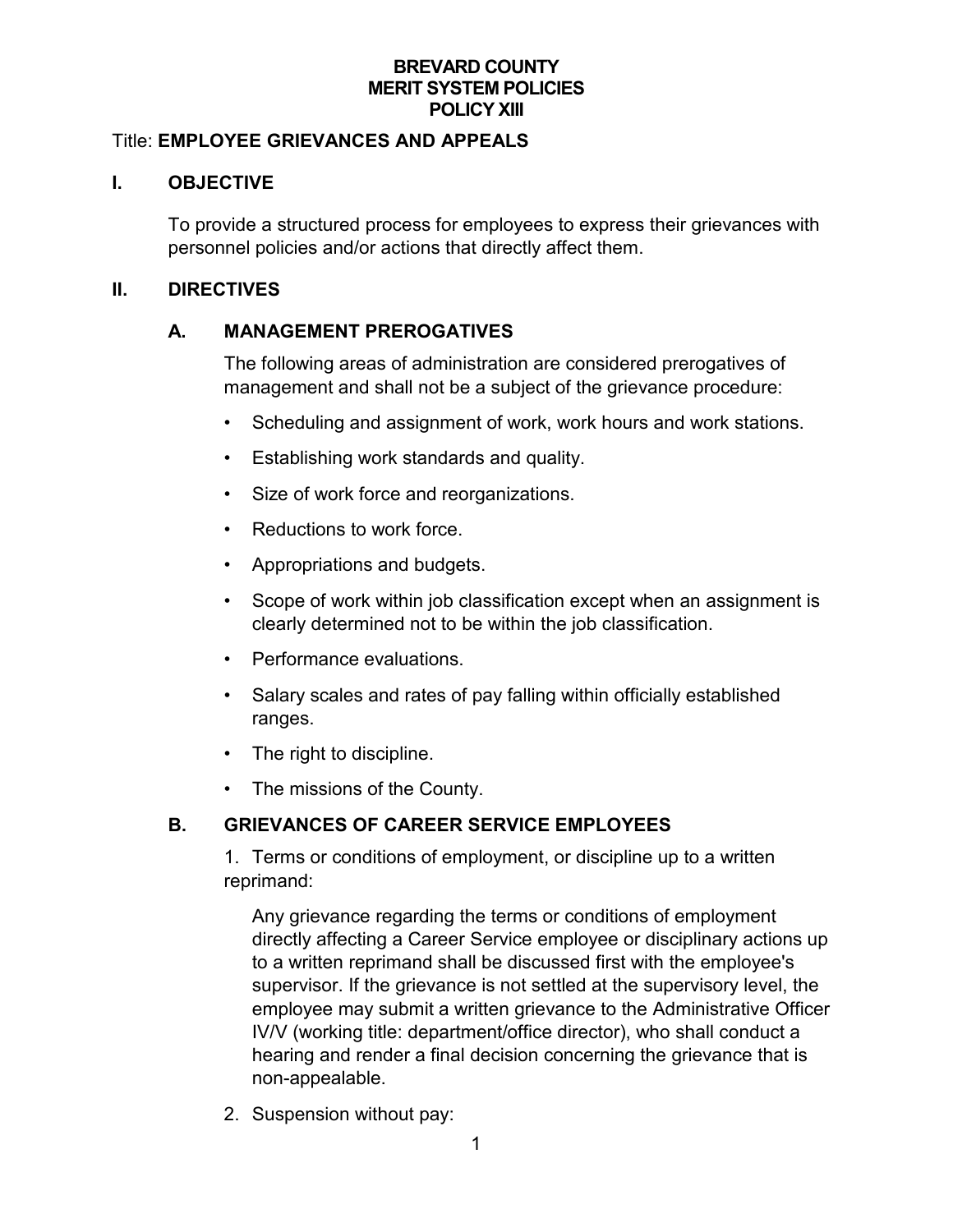# BREVARD COUNTY
# MERIT SYSTEM POLICIES
# POLICY XIII

Title: **EMPLOYEE GRIEVANCES AND APPEALS**

## I. OBJECTIVE

To provide a structured process for employees to express their grievances with personnel policies and/or actions that directly affect them.

## II. DIRECTIVES

### A. MANAGEMENT PREROGATIVES

The following areas of administration are considered prerogatives of management and shall not be a subject of the grievance procedure:

- Scheduling and assignment of work, work hours and work stations.
- Establishing work standards and quality.
- Size of work force and reorganizations.
- Reductions to work force.
- Appropriations and budgets.
- Scope of work within job classification except when an assignment is clearly determined not to be within the job classification.
- Performance evaluations.
- Salary scales and rates of pay falling within officially established ranges.
- The right to discipline.
- The missions of the County.

### B. GRIEVANCES OF CAREER SERVICE EMPLOYEES

1. Terms or conditions of employment, or discipline up to a written reprimand:

   Any grievance regarding the terms or conditions of employment directly affecting a Career Service employee or disciplinary actions up to a written reprimand shall be discussed first with the employee's supervisor. If the grievance is not settled at the supervisory level, the employee may submit a written grievance to the Administrative Officer IV/V (working title: department/office director), who shall conduct a hearing and render a final decision concerning the grievance that is non-appealable.

2. Suspension without pay: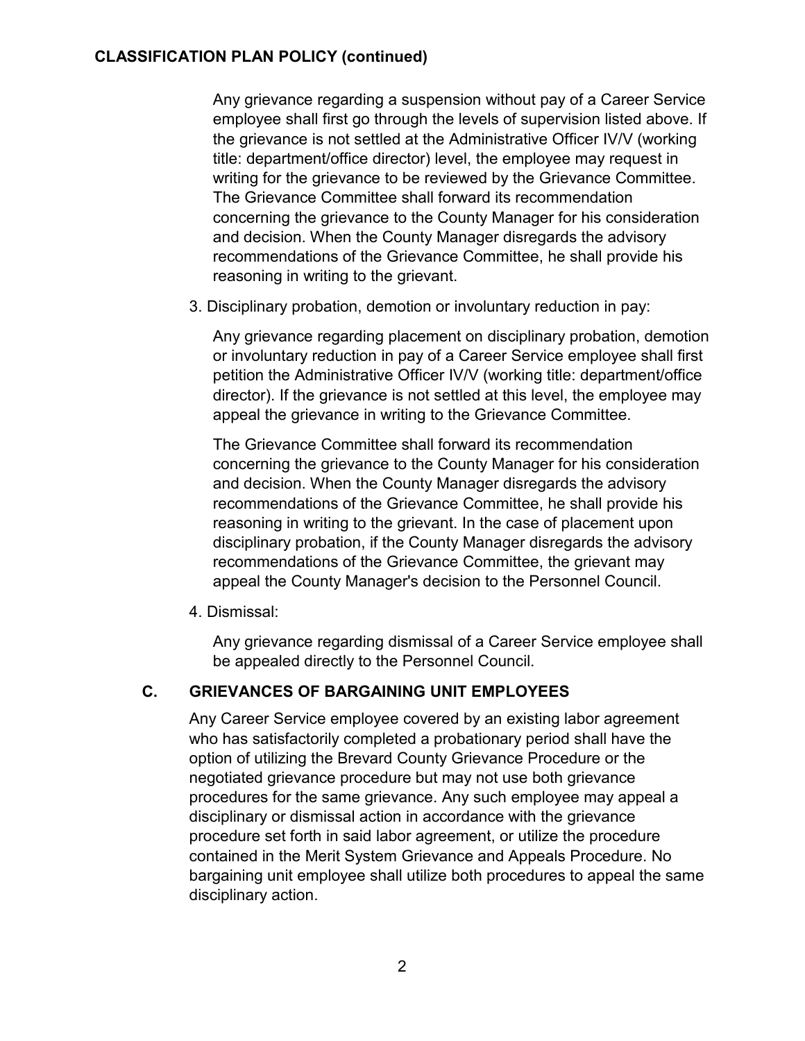Any grievance regarding a suspension without pay of a Career Service employee shall first go through the levels of supervision listed above. If the grievance is not settled at the Administrative Officer IV/V (working title: department/office director) level, the employee may request in writing for the grievance to be reviewed by the Grievance Committee. The Grievance Committee shall forward its recommendation concerning the grievance to the County Manager for his consideration and decision. When the County Manager disregards the advisory recommendations of the Grievance Committee, he shall provide his reasoning in writing to the grievant.

3. Disciplinary probation, demotion or involuntary reduction in pay:

   Any grievance regarding placement on disciplinary probation, demotion or involuntary reduction in pay of a Career Service employee shall first petition the Administrative Officer IV/V (working title: department/office director). If the grievance is not settled at this level, the employee may appeal the grievance in writing to the Grievance Committee.

   The Grievance Committee shall forward its recommendation concerning the grievance to the County Manager for his consideration and decision. When the County Manager disregards the advisory recommendations of the Grievance Committee, he shall provide his reasoning in writing to the grievant. In the case of placement upon disciplinary probation, if the County Manager disregards the advisory recommendations of the Grievance Committee, the grievant may appeal the County Manager's decision to the Personnel Council.

4. Dismissal:

   Any grievance regarding dismissal of a Career Service employee shall be appealed directly to the Personnel Council.

## C. GRIEVANCES OF BARGAINING UNIT EMPLOYEES

Any Career Service employee covered by an existing labor agreement who has satisfactorily completed a probationary period shall have the option of utilizing the Brevard County Grievance Procedure or the negotiated grievance procedure but may not use both grievance procedures for the same grievance. Any such employee may appeal a disciplinary or dismissal action in accordance with the grievance procedure set forth in said labor agreement, or utilize the procedure contained in the Merit System Grievance and Appeals Procedure. No bargaining unit employee shall utilize both procedures to appeal the same disciplinary action.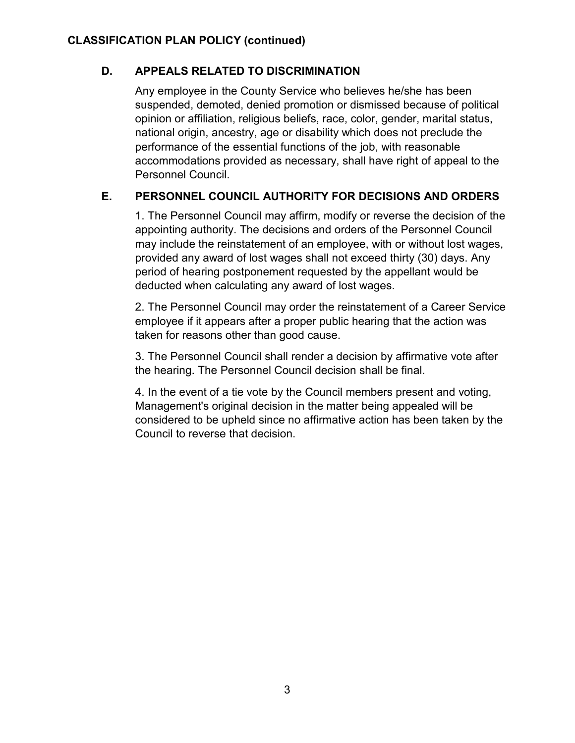**CLASSIFICATION PLAN POLICY (continued)**

## D. APPEALS RELATED TO DISCRIMINATION

Any employee in the County Service who believes he/she has been suspended, demoted, denied promotion or dismissed because of political opinion or affiliation, religious beliefs, race, color, gender, marital status, national origin, ancestry, age or disability which does not preclude the performance of the essential functions of the job, with reasonable accommodations provided as necessary, shall have right of appeal to the Personnel Council.

## E. PERSONNEL COUNCIL AUTHORITY FOR DECISIONS AND ORDERS

1. The Personnel Council may affirm, modify or reverse the decision of the appointing authority. The decisions and orders of the Personnel Council may include the reinstatement of an employee, with or without lost wages, provided any award of lost wages shall not exceed thirty (30) days. Any period of hearing postponement requested by the appellant would be deducted when calculating any award of lost wages.

2. The Personnel Council may order the reinstatement of a Career Service employee if it appears after a proper public hearing that the action was taken for reasons other than good cause.

3. The Personnel Council shall render a decision by affirmative vote after the hearing. The Personnel Council decision shall be final.

4. In the event of a tie vote by the Council members present and voting, Management's original decision in the matter being appealed will be considered to be upheld since no affirmative action has been taken by the Council to reverse that decision.